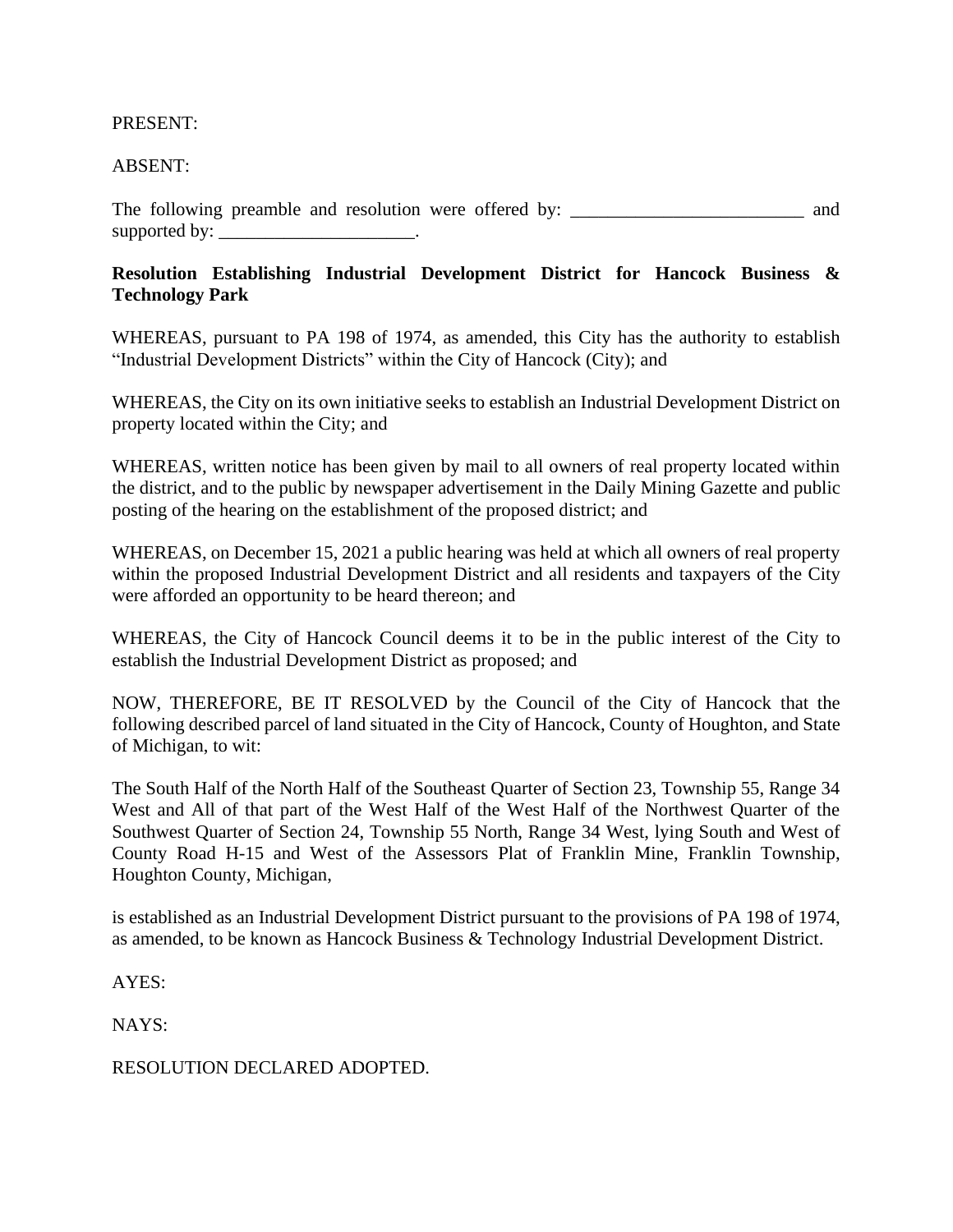PRESENT:

ABSENT:

The following preamble and resolution were offered by: _________________________ and supported by: _____________________.

**Resolution Establishing Industrial Development District for Hancock Business & Technology Park**

WHEREAS, pursuant to PA 198 of 1974, as amended, this City has the authority to establish "Industrial Development Districts" within the City of Hancock (City); and

WHEREAS, the City on its own initiative seeks to establish an Industrial Development District on property located within the City; and

WHEREAS, written notice has been given by mail to all owners of real property located within the district, and to the public by newspaper advertisement in the Daily Mining Gazette and public posting of the hearing on the establishment of the proposed district; and

WHEREAS, on December 15, 2021 a public hearing was held at which all owners of real property within the proposed Industrial Development District and all residents and taxpayers of the City were afforded an opportunity to be heard thereon; and

WHEREAS, the City of Hancock Council deems it to be in the public interest of the City to establish the Industrial Development District as proposed; and

NOW, THEREFORE, BE IT RESOLVED by the Council of the City of Hancock that the following described parcel of land situated in the City of Hancock, County of Houghton, and State of Michigan, to wit:

The South Half of the North Half of the Southeast Quarter of Section 23, Township 55, Range 34 West and All of that part of the West Half of the West Half of the Northwest Quarter of the Southwest Quarter of Section 24, Township 55 North, Range 34 West, lying South and West of County Road H-15 and West of the Assessors Plat of Franklin Mine, Franklin Township, Houghton County, Michigan,

is established as an Industrial Development District pursuant to the provisions of PA 198 of 1974, as amended, to be known as Hancock Business & Technology Industrial Development District.

AYES:

NAYS:

RESOLUTION DECLARED ADOPTED.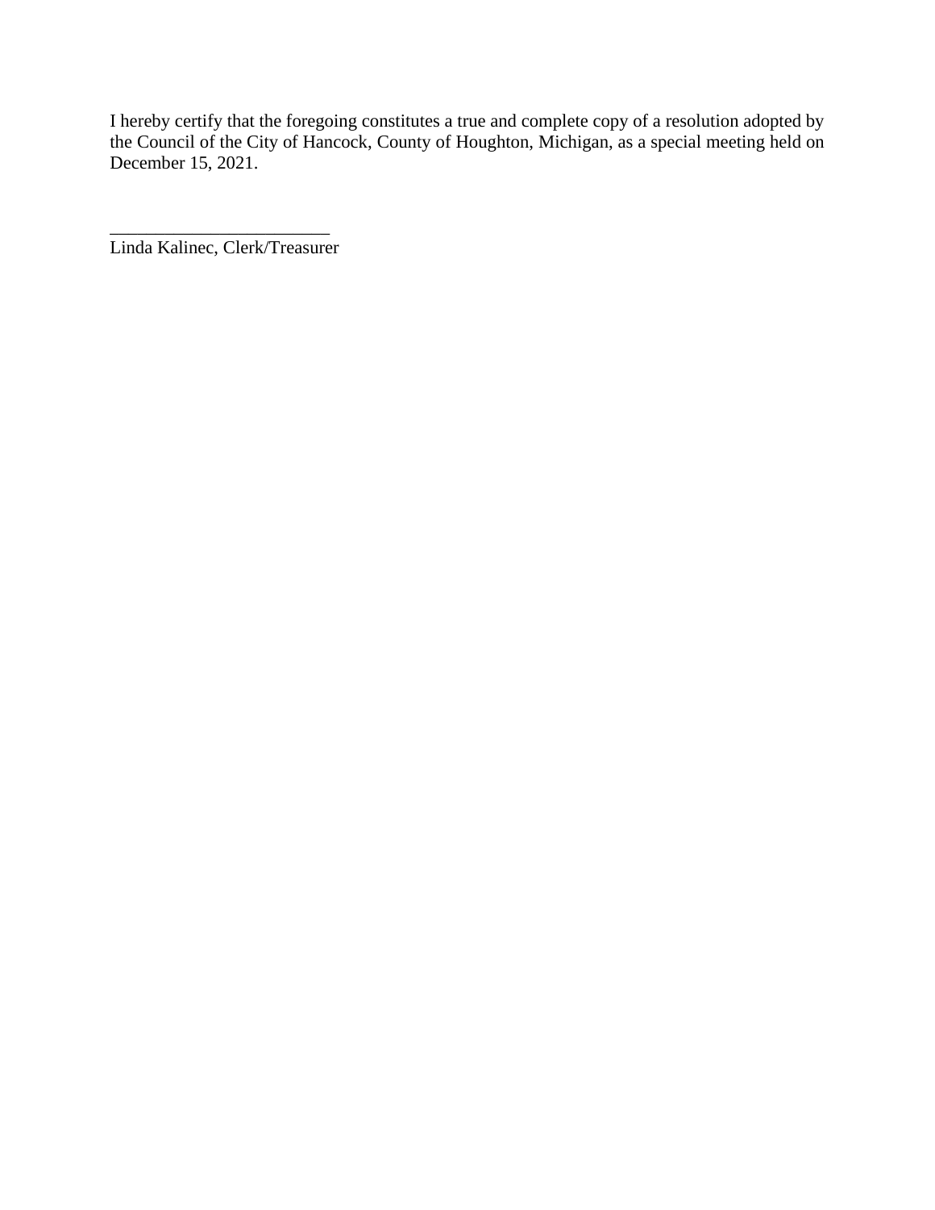I hereby certify that the foregoing constitutes a true and complete copy of a resolution adopted by the Council of the City of Hancock, County of Houghton, Michigan, as a special meeting held on December 15, 2021.

________________________
Linda Kalinec, Clerk/Treasurer